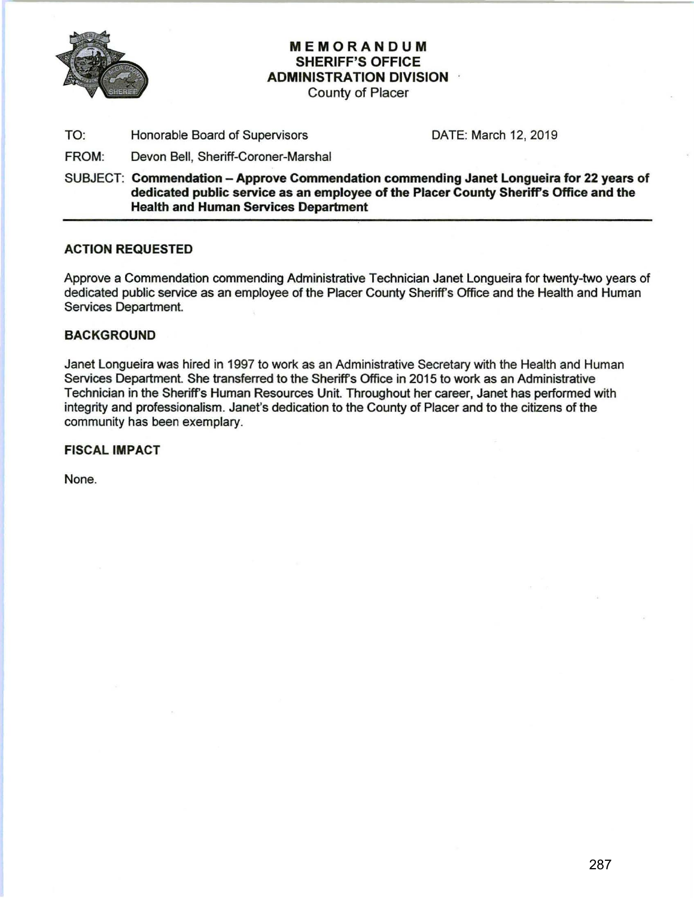# MEMORANDUM
## SHERIFF'S OFFICE
## ADMINISTRATION DIVISION
County of Placer

TO: Honorable Board of Supervisors DATE: March 12, 2019

FROM: Devon Bell, Sheriff-Coroner-Marshal

SUBJECT: **Commendation – Approve Commendation commending Janet Longueira for 22 years of dedicated public service as an employee of the Placer County Sheriff's Office and the Health and Human Services Department**

---

### ACTION REQUESTED

Approve a Commendation commending Administrative Technician Janet Longueira for twenty-two years of dedicated public service as an employee of the Placer County Sheriff's Office and the Health and Human Services Department.

### BACKGROUND

Janet Longueira was hired in 1997 to work as an Administrative Secretary with the Health and Human Services Department. She transferred to the Sheriff's Office in 2015 to work as an Administrative Technician in the Sheriff's Human Resources Unit. Throughout her career, Janet has performed with integrity and professionalism. Janet's dedication to the County of Placer and to the citizens of the community has been exemplary.

### FISCAL IMPACT

None.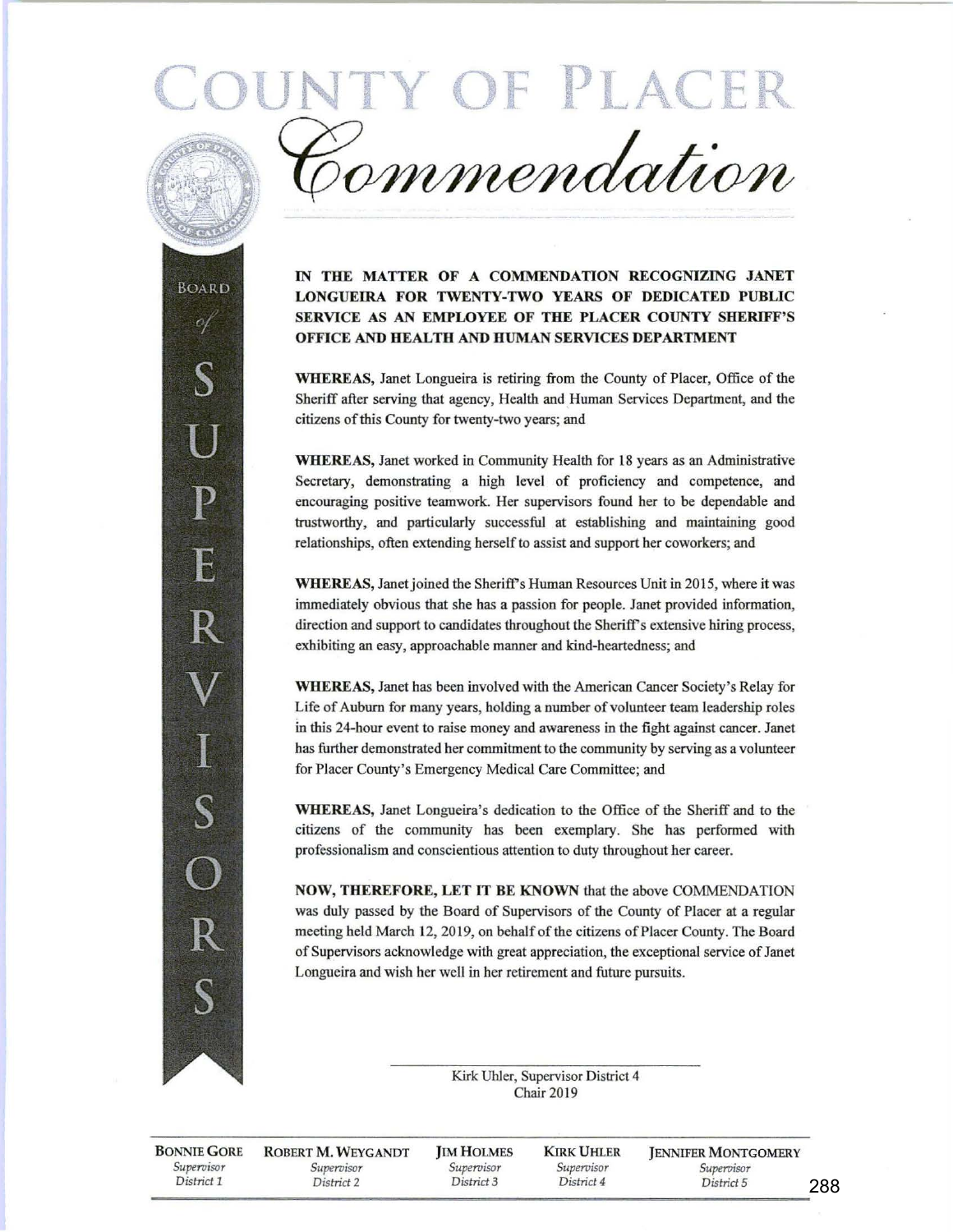# COUNTY OF PLACER

## Commendation

BOARD of SUPERVISORS

**IN THE MATTER OF A COMMENDATION RECOGNIZING JANET LONGUEIRA FOR TWENTY-TWO YEARS OF DEDICATED PUBLIC SERVICE AS AN EMPLOYEE OF THE PLACER COUNTY SHERIFF'S OFFICE AND HEALTH AND HUMAN SERVICES DEPARTMENT**

**WHEREAS,** Janet Longueira is retiring from the County of Placer, Office of the Sheriff after serving that agency, Health and Human Services Department, and the citizens of this County for twenty-two years; and

**WHEREAS,** Janet worked in Community Health for 18 years as an Administrative Secretary, demonstrating a high level of proficiency and competence, and encouraging positive teamwork. Her supervisors found her to be dependable and trustworthy, and particularly successful at establishing and maintaining good relationships, often extending herself to assist and support her coworkers; and

**WHEREAS,** Janet joined the Sheriff's Human Resources Unit in 2015, where it was immediately obvious that she has a passion for people. Janet provided information, direction and support to candidates throughout the Sheriff's extensive hiring process, exhibiting an easy, approachable manner and kind-heartedness; and

**WHEREAS,** Janet has been involved with the American Cancer Society's Relay for Life of Auburn for many years, holding a number of volunteer team leadership roles in this 24-hour event to raise money and awareness in the fight against cancer. Janet has further demonstrated her commitment to the community by serving as a volunteer for Placer County's Emergency Medical Care Committee; and

**WHEREAS,** Janet Longueira's dedication to the Office of the Sheriff and to the citizens of the community has been exemplary. She has performed with professionalism and conscientious attention to duty throughout her career.

**NOW, THEREFORE, LET IT BE KNOWN** that the above COMMENDATION was duly passed by the Board of Supervisors of the County of Placer at a regular meeting held March 12, 2019, on behalf of the citizens of Placer County. The Board of Supervisors acknowledge with great appreciation, the exceptional service of Janet Longueira and wish her well in her retirement and future pursuits.

Kirk Uhler, Supervisor District 4
Chair 2019

| | | | | |
|---|---|---|---|---|
| **BONNIE GORE**<br>*Supervisor*<br>*District 1* | **ROBERT M. WEYGANDT**<br>*Supervisor*<br>*District 2* | **JIM HOLMES**<br>*Supervisor*<br>*District 3* | **KIRK UHLER**<br>*Supervisor*<br>*District 4* | **JENNIFER MONTGOMERY**<br>*Supervisor*<br>*District 5* |